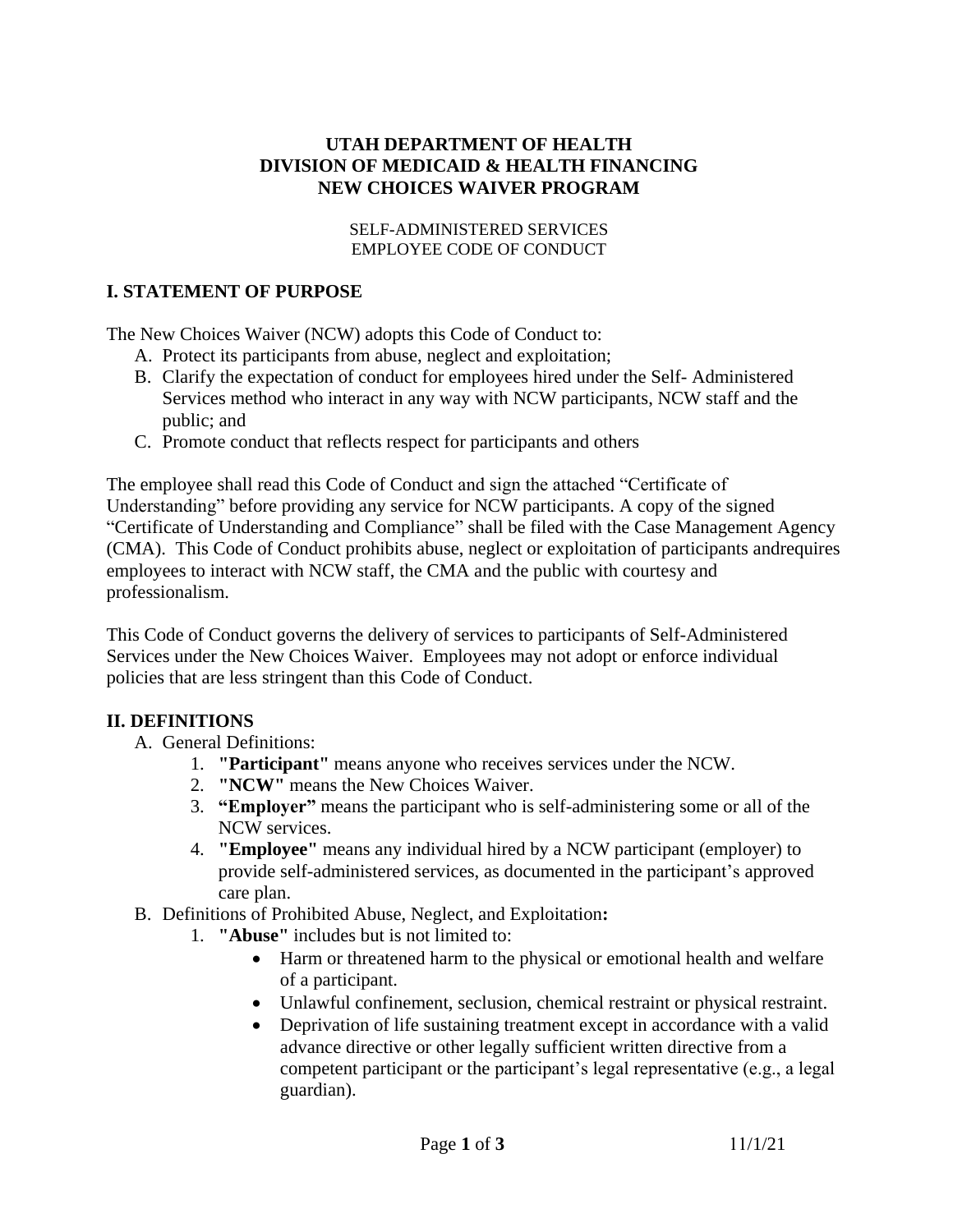# UTAH DEPARTMENT OF HEALTH
# DIVISION OF MEDICAID & HEALTH FINANCING
# NEW CHOICES WAIVER PROGRAM

SELF-ADMINISTERED SERVICES
EMPLOYEE CODE OF CONDUCT

## I. STATEMENT OF PURPOSE

The New Choices Waiver (NCW) adopts this Code of Conduct to:

A. Protect its participants from abuse, neglect and exploitation;
B. Clarify the expectation of conduct for employees hired under the Self- Administered Services method who interact in any way with NCW participants, NCW staff and the public; and
C. Promote conduct that reflects respect for participants and others

The employee shall read this Code of Conduct and sign the attached "Certificate of Understanding" before providing any service for NCW participants. A copy of the signed "Certificate of Understanding and Compliance" shall be filed with the Case Management Agency (CMA). This Code of Conduct prohibits abuse, neglect or exploitation of participants andrequires employees to interact with NCW staff, the CMA and the public with courtesy and professionalism.

This Code of Conduct governs the delivery of services to participants of Self-Administered Services under the New Choices Waiver. Employees may not adopt or enforce individual policies that are less stringent than this Code of Conduct.

## II. DEFINITIONS

A. General Definitions:
   1. **"Participant"** means anyone who receives services under the NCW.
   2. **"NCW"** means the New Choices Waiver.
   3. **"Employer"** means the participant who is self-administering some or all of the NCW services.
   4. **"Employee"** means any individual hired by a NCW participant (employer) to provide self-administered services, as documented in the participant's approved care plan.

B. Definitions of Prohibited Abuse, Neglect, and Exploitation**:**
   1. **"Abuse"** includes but is not limited to:
      - Harm or threatened harm to the physical or emotional health and welfare of a participant.
      - Unlawful confinement, seclusion, chemical restraint or physical restraint.
      - Deprivation of life sustaining treatment except in accordance with a valid advance directive or other legally sufficient written directive from a competent participant or the participant's legal representative (e.g., a legal guardian).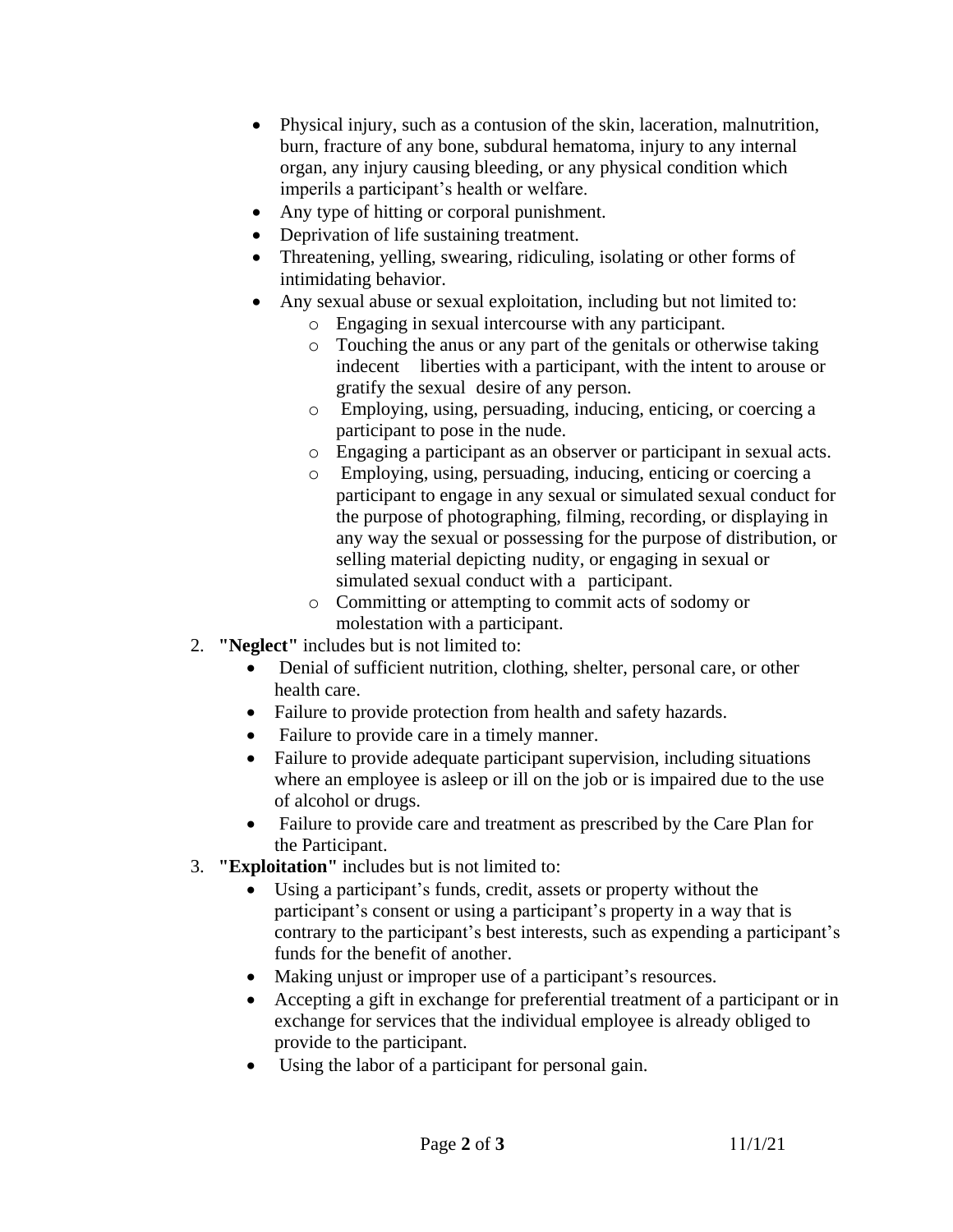- Physical injury, such as a contusion of the skin, laceration, malnutrition, burn, fracture of any bone, subdural hematoma, injury to any internal organ, any injury causing bleeding, or any physical condition which imperils a participant's health or welfare.
- Any type of hitting or corporal punishment.
- Deprivation of life sustaining treatment.
- Threatening, yelling, swearing, ridiculing, isolating or other forms of intimidating behavior.
- Any sexual abuse or sexual exploitation, including but not limited to:
  - Engaging in sexual intercourse with any participant.
  - Touching the anus or any part of the genitals or otherwise taking indecent liberties with a participant, with the intent to arouse or gratify the sexual desire of any person.
  - Employing, using, persuading, inducing, enticing, or coercing a participant to pose in the nude.
  - Engaging a participant as an observer or participant in sexual acts.
  - Employing, using, persuading, inducing, enticing or coercing a participant to engage in any sexual or simulated sexual conduct for the purpose of photographing, filming, recording, or displaying in any way the sexual or possessing for the purpose of distribution, or selling material depicting nudity, or engaging in sexual or simulated sexual conduct with a participant.
  - Committing or attempting to commit acts of sodomy or molestation with a participant.

2. **"Neglect"** includes but is not limited to:
   - Denial of sufficient nutrition, clothing, shelter, personal care, or other health care.
   - Failure to provide protection from health and safety hazards.
   - Failure to provide care in a timely manner.
   - Failure to provide adequate participant supervision, including situations where an employee is asleep or ill on the job or is impaired due to the use of alcohol or drugs.
   - Failure to provide care and treatment as prescribed by the Care Plan for the Participant.
3. **"Exploitation"** includes but is not limited to:
   - Using a participant's funds, credit, assets or property without the participant's consent or using a participant's property in a way that is contrary to the participant's best interests, such as expending a participant's funds for the benefit of another.
   - Making unjust or improper use of a participant's resources.
   - Accepting a gift in exchange for preferential treatment of a participant or in exchange for services that the individual employee is already obliged to provide to the participant.
   - Using the labor of a participant for personal gain.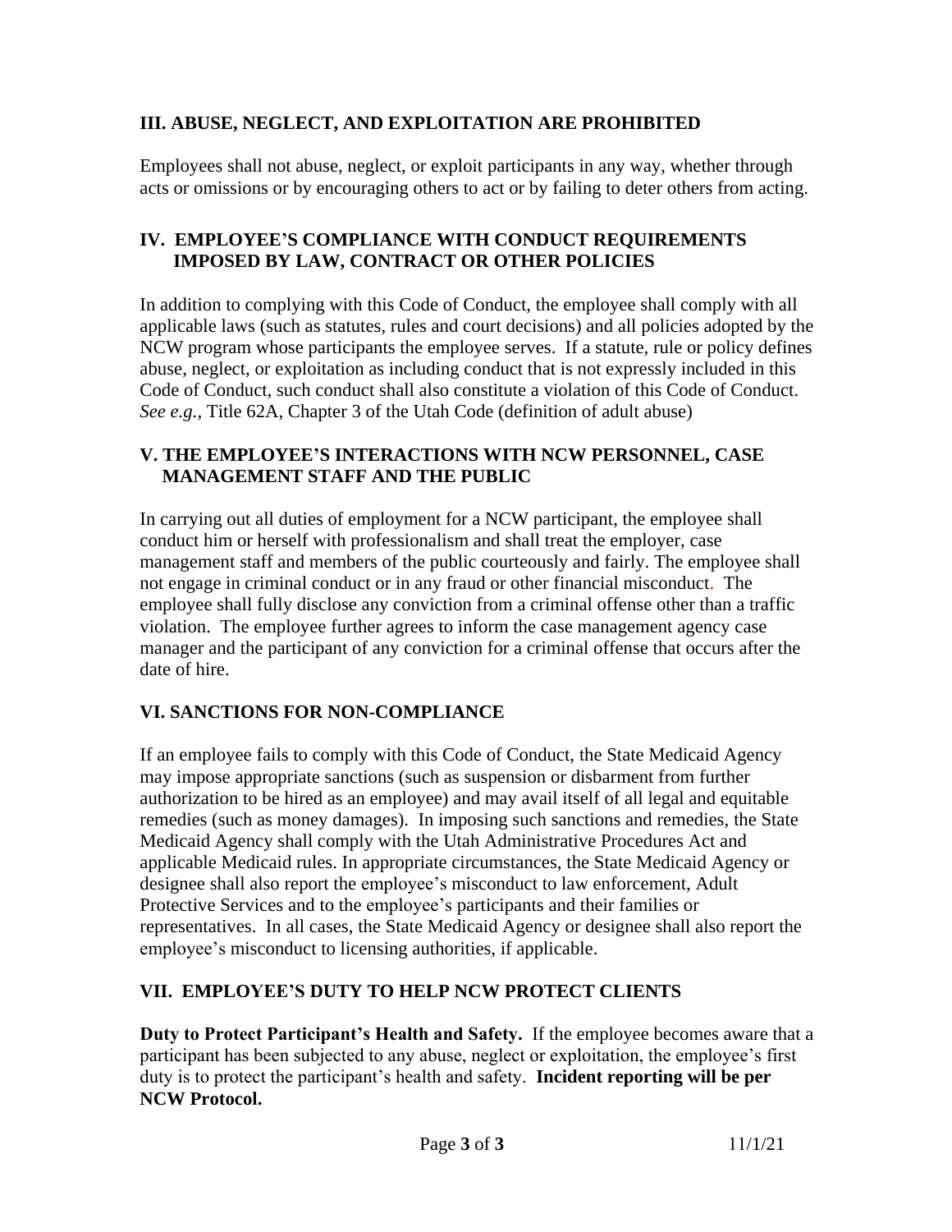## III. ABUSE, NEGLECT, AND EXPLOITATION ARE PROHIBITED

Employees shall not abuse, neglect, or exploit participants in any way, whether through acts or omissions or by encouraging others to act or by failing to deter others from acting.

## IV. EMPLOYEE'S COMPLIANCE WITH CONDUCT REQUIREMENTS IMPOSED BY LAW, CONTRACT OR OTHER POLICIES

In addition to complying with this Code of Conduct, the employee shall comply with all applicable laws (such as statutes, rules and court decisions) and all policies adopted by the NCW program whose participants the employee serves. If a statute, rule or policy defines abuse, neglect, or exploitation as including conduct that is not expressly included in this Code of Conduct, such conduct shall also constitute a violation of this Code of Conduct. *See e.g.,* Title 62A, Chapter 3 of the Utah Code (definition of adult abuse)

## V. THE EMPLOYEE'S INTERACTIONS WITH NCW PERSONNEL, CASE MANAGEMENT STAFF AND THE PUBLIC

In carrying out all duties of employment for a NCW participant, the employee shall conduct him or herself with professionalism and shall treat the employer, case management staff and members of the public courteously and fairly. The employee shall not engage in criminal conduct or in any fraud or other financial misconduct. The employee shall fully disclose any conviction from a criminal offense other than a traffic violation. The employee further agrees to inform the case management agency case manager and the participant of any conviction for a criminal offense that occurs after the date of hire.

## VI. SANCTIONS FOR NON-COMPLIANCE

If an employee fails to comply with this Code of Conduct, the State Medicaid Agency may impose appropriate sanctions (such as suspension or disbarment from further authorization to be hired as an employee) and may avail itself of all legal and equitable remedies (such as money damages). In imposing such sanctions and remedies, the State Medicaid Agency shall comply with the Utah Administrative Procedures Act and applicable Medicaid rules. In appropriate circumstances, the State Medicaid Agency or designee shall also report the employee's misconduct to law enforcement, Adult Protective Services and to the employee's participants and their families or representatives. In all cases, the State Medicaid Agency or designee shall also report the employee's misconduct to licensing authorities, if applicable.

## VII. EMPLOYEE'S DUTY TO HELP NCW PROTECT CLIENTS

**Duty to Protect Participant's Health and Safety.** If the employee becomes aware that a participant has been subjected to any abuse, neglect or exploitation, the employee's first duty is to protect the participant's health and safety. **Incident reporting will be per NCW Protocol.**

11/1/21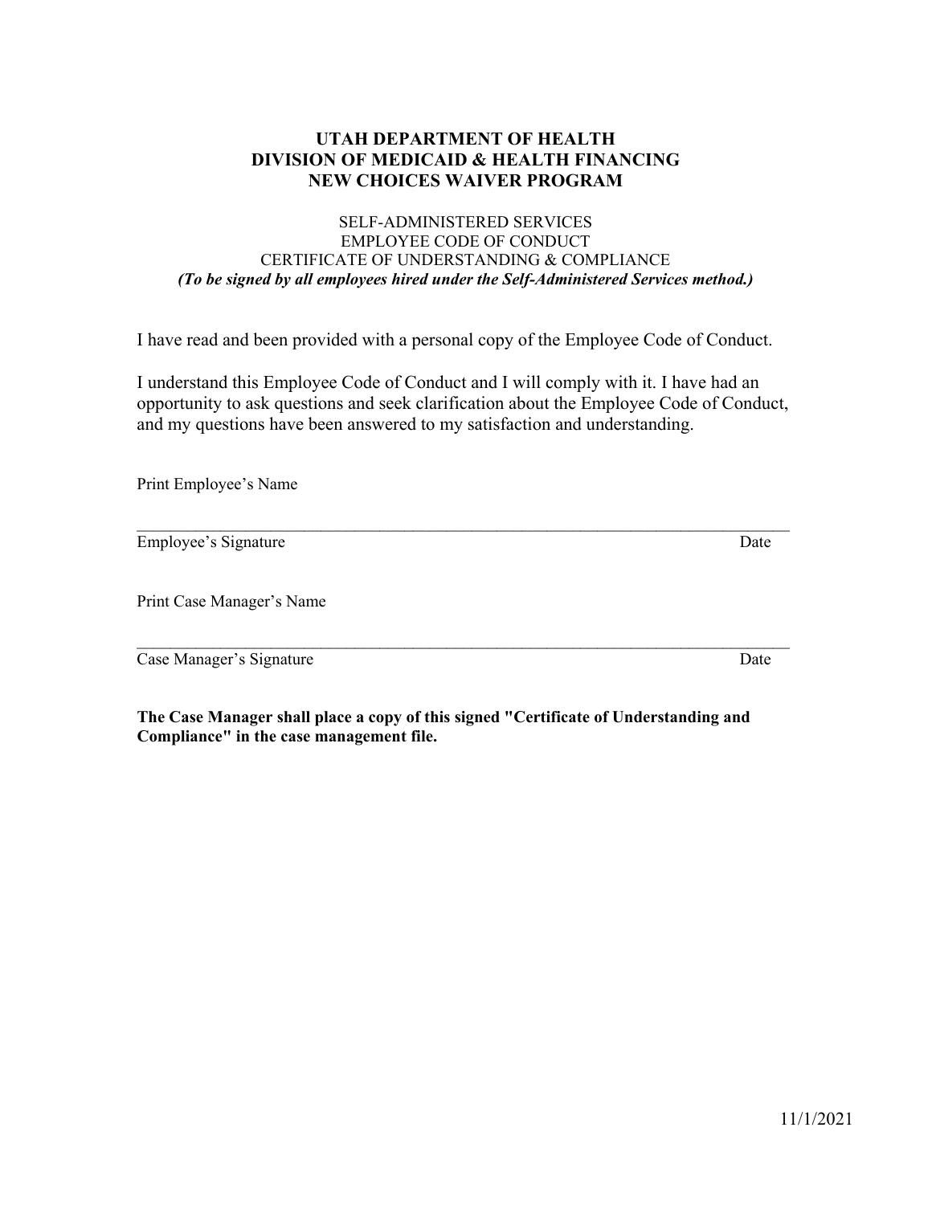**UTAH DEPARTMENT OF HEALTH**
**DIVISION OF MEDICAID & HEALTH FINANCING**
**NEW CHOICES WAIVER PROGRAM**

SELF-ADMINISTERED SERVICES
EMPLOYEE CODE OF CONDUCT
CERTIFICATE OF UNDERSTANDING & COMPLIANCE
***(To be signed by all employees hired under the Self-Administered Services method.)***

I have read and been provided with a personal copy of the Employee Code of Conduct.

I understand this Employee Code of Conduct and I will comply with it. I have had an opportunity to ask questions and seek clarification about the Employee Code of Conduct, and my questions have been answered to my satisfaction and understanding.

Print Employee's Name

______________________________________________________________________________
Employee's Signature Date

Print Case Manager's Name

______________________________________________________________________________
Case Manager's Signature Date

**The Case Manager shall place a copy of this signed "Certificate of Understanding and Compliance" in the case management file.**

11/1/2021